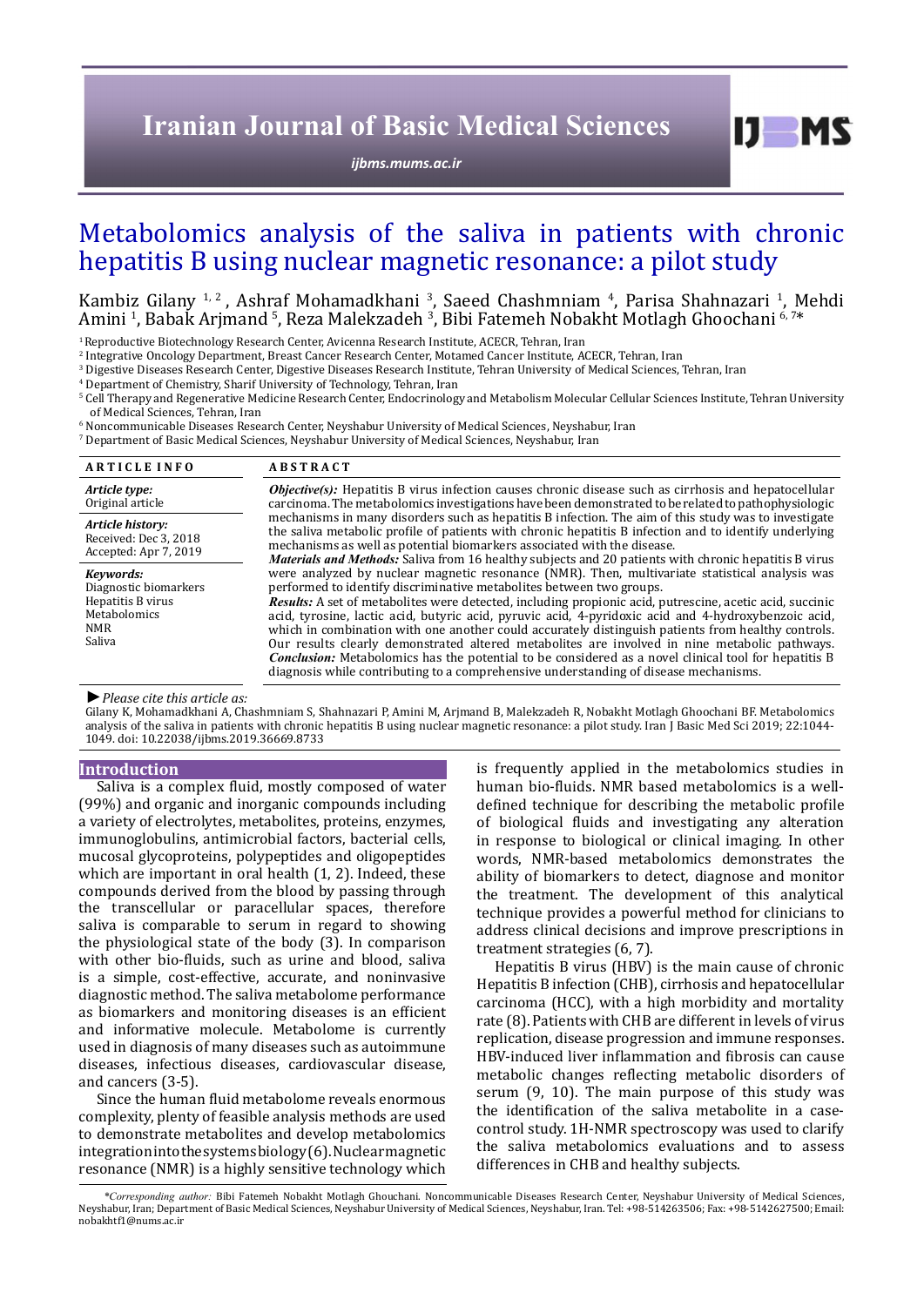# Metabolomics analysis of the saliva in patients with chronic hepatitis B using nuclear magnetic resonance: a pilot study

Kambiz Gilany [1, 2], Ashraf Mohamadkhani [3], Saeed Chashmniam [4], Parisa Shahnazari [1], Mehdi Amini [1], Babak Arjmand [5], Reza Malekzadeh [3], Bibi Fatemeh Nobakht Motlagh Ghoochani [6, 7]*

[1] Reproductive Biotechnology Research Center, Avicenna Research Institute, ACECR, Tehran, Iran
[2] Integrative Oncology Department, Breast Cancer Research Center, Motamed Cancer Institute, ACECR, Tehran, Iran
[3] Digestive Diseases Research Center, Digestive Diseases Research Institute, Tehran University of Medical Sciences, Tehran, Iran
[4] Department of Chemistry, Sharif University of Technology, Tehran, Iran
[5] Cell Therapy and Regenerative Medicine Research Center, Endocrinology and Metabolism Molecular Cellular Sciences Institute, Tehran University of Medical Sciences, Tehran, Iran
[6] Noncommunicable Diseases Research Center, Neyshabur University of Medical Sciences, Neyshabur, Iran
[7] Department of Basic Medical Sciences, Neyshabur University of Medical Sciences, Neyshabur, Iran

**ARTICLE INFO**

*Article type:*
Original article

*Article history:*
Received: Dec 3, 2018
Accepted: Apr 7, 2019

*Keywords:*
Diagnostic biomarkers
Hepatitis B virus
Metabolomics
NMR
Saliva

**ABSTRACT**

***Objective(s):*** Hepatitis B virus infection causes chronic disease such as cirrhosis and hepatocellular carcinoma. The metabolomics investigations have been demonstrated to be related to pathophysiologic mechanisms in many disorders such as hepatitis B infection. The aim of this study was to investigate the saliva metabolic profile of patients with chronic hepatitis B infection and to identify underlying mechanisms as well as potential biomarkers associated with the disease.

***Materials and Methods:*** Saliva from 16 healthy subjects and 20 patients with chronic hepatitis B virus were analyzed by nuclear magnetic resonance (NMR). Then, multivariate statistical analysis was performed to identify discriminative metabolites between two groups.

***Results:*** A set of metabolites were detected, including propionic acid, putrescine, acetic acid, succinic acid, tyrosine, lactic acid, butyric acid, pyruvic acid, 4-pyridoxic acid and 4-hydroxybenzoic acid, which in combination with one another could accurately distinguish patients from healthy controls. Our results clearly demonstrated altered metabolites are involved in nine metabolic pathways.

***Conclusion:*** Metabolomics has the potential to be considered as a novel clinical tool for hepatitis B diagnosis while contributing to a comprehensive understanding of disease mechanisms.

► *Please cite this article as:*
Gilany K, Mohamadkhani A, Chashmniam S, Shahnazari P, Amini M, Arjmand B, Malekzadeh R, Nobakht Motlagh Ghoochani BF. Metabolomics analysis of the saliva in patients with chronic hepatitis B using nuclear magnetic resonance: a pilot study. Iran J Basic Med Sci 2019; 22:1044-1049. doi: 10.22038/ijbms.2019.36669.8733

## Introduction

Saliva is a complex fluid, mostly composed of water (99%) and organic and inorganic compounds including a variety of electrolytes, metabolites, proteins, enzymes, immunoglobulins, antimicrobial factors, bacterial cells, mucosal glycoproteins, polypeptides and oligopeptides which are important in oral health (1, 2). Indeed, these compounds derived from the blood by passing through the transcellular or paracellular spaces, therefore saliva is comparable to serum in regard to showing the physiological state of the body (3). In comparison with other bio-fluids, such as urine and blood, saliva is a simple, cost-effective, accurate, and noninvasive diagnostic method. The saliva metabolome performance as biomarkers and monitoring diseases is an efficient and informative molecule. Metabolome is currently used in diagnosis of many diseases such as autoimmune diseases, infectious diseases, cardiovascular disease, and cancers (3-5).

Since the human fluid metabolome reveals enormous complexity, plenty of feasible analysis methods are used to demonstrate metabolites and develop metabolomics integration into the systems biology (6). Nuclear magnetic resonance (NMR) is a highly sensitive technology which is frequently applied in the metabolomics studies in human bio-fluids. NMR based metabolomics is a well-defined technique for describing the metabolic profile of biological fluids and investigating any alteration in response to biological or clinical imaging. In other words, NMR-based metabolomics demonstrates the ability of biomarkers to detect, diagnose and monitor the treatment. The development of this analytical technique provides a powerful method for clinicians to address clinical decisions and improve prescriptions in treatment strategies (6, 7).

Hepatitis B virus (HBV) is the main cause of chronic Hepatitis B infection (CHB), cirrhosis and hepatocellular carcinoma (HCC), with a high morbidity and mortality rate (8). Patients with CHB are different in levels of virus replication, disease progression and immune responses. HBV-induced liver inflammation and fibrosis can cause metabolic changes reflecting metabolic disorders of serum (9, 10). The main purpose of this study was the identification of the saliva metabolite in a case-control study. 1H-NMR spectroscopy was used to clarify the saliva metabolomics evaluations and to assess differences in CHB and healthy subjects.

*\*Corresponding author:* Bibi Fatemeh Nobakht Motlagh Ghouchani. Noncommunicable Diseases Research Center, Neyshabur University of Medical Sciences, Neyshabur, Iran; Department of Basic Medical Sciences, Neyshabur University of Medical Sciences, Neyshabur, Iran. Tel: +98-514263506; Fax: +98-5142627500; Email: nobakhtf1@nums.ac.ir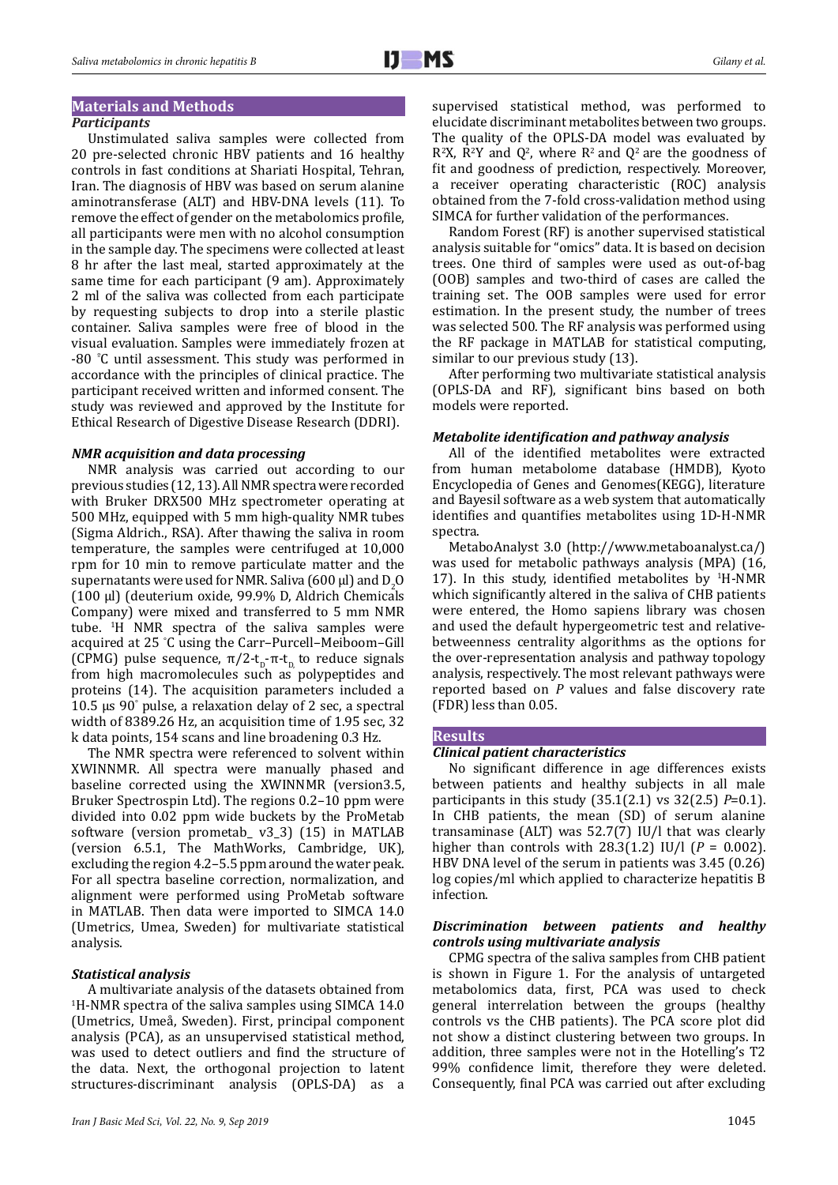## Materials and Methods

### *Participants*

Unstimulated saliva samples were collected from 20 pre-selected chronic HBV patients and 16 healthy controls in fast conditions at Shariati Hospital, Tehran, Iran. The diagnosis of HBV was based on serum alanine aminotransferase (ALT) and HBV-DNA levels (11). To remove the effect of gender on the metabolomics profile, all participants were men with no alcohol consumption in the sample day. The specimens were collected at least 8 hr after the last meal, started approximately at the same time for each participant (9 am). Approximately 2 ml of the saliva was collected from each participate by requesting subjects to drop into a sterile plastic container. Saliva samples were free of blood in the visual evaluation. Samples were immediately frozen at -80 °C until assessment. This study was performed in accordance with the principles of clinical practice. The participant received written and informed consent. The study was reviewed and approved by the Institute for Ethical Research of Digestive Disease Research (DDRI).

### *NMR acquisition and data processing*

NMR analysis was carried out according to our previous studies (12, 13). All NMR spectra were recorded with Bruker DRX500 MHz spectrometer operating at 500 MHz, equipped with 5 mm high-quality NMR tubes (Sigma Aldrich., RSA). After thawing the saliva in room temperature, the samples were centrifuged at 10,000 rpm for 10 min to remove particulate matter and the supernatants were used for NMR. Saliva (600 µl) and $D_2O$ (100 µl) (deuterium oxide, 99.9% D, Aldrich Chemicals Company) were mixed and transferred to 5 mm NMR tube. [1]H NMR spectra of the saliva samples were acquired at 25 °C using the Carr–Purcell–Meiboom–Gill (CPMG) pulse sequence, $\pi/2\text{-}t_D\text{-}\pi\text{-}t_D$ to reduce signals from high macromolecules such as polypeptides and proteins (14). The acquisition parameters included a 10.5 µs 90° pulse, a relaxation delay of 2 sec, a spectral width of 8389.26 Hz, an acquisition time of 1.95 sec, 32 k data points, 154 scans and line broadening 0.3 Hz.

The NMR spectra were referenced to solvent within XWINNMR. All spectra were manually phased and baseline corrected using the XWINNMR (version3.5, Bruker Spectrospin Ltd). The regions 0.2–10 ppm were divided into 0.02 ppm wide buckets by the ProMetab software (version prometab_ v3_3) (15) in MATLAB (version 6.5.1, The MathWorks, Cambridge, UK), excluding the region 4.2–5.5 ppm around the water peak. For all spectra baseline correction, normalization, and alignment were performed using ProMetab software in MATLAB. Then data were imported to SIMCA 14.0 (Umetrics, Umea, Sweden) for multivariate statistical analysis.

### *Statistical analysis*

A multivariate analysis of the datasets obtained from [1]H-NMR spectra of the saliva samples using SIMCA 14.0 (Umetrics, Umeå, Sweden). First, principal component analysis (PCA), as an unsupervised statistical method, was used to detect outliers and find the structure of the data. Next, the orthogonal projection to latent structures-discriminant analysis (OPLS-DA) as a supervised statistical method, was performed to elucidate discriminant metabolites between two groups. The quality of the OPLS-DA model was evaluated by $R^2X$, $R^2Y$ and $Q^2$, where $R^2$ and $Q^2$ are the goodness of fit and goodness of prediction, respectively. Moreover, a receiver operating characteristic (ROC) analysis obtained from the 7-fold cross-validation method using SIMCA for further validation of the performances.

Random Forest (RF) is another supervised statistical analysis suitable for "omics" data. It is based on decision trees. One third of samples were used as out-of-bag (OOB) samples and two-third of cases are called the training set. The OOB samples were used for error estimation. In the present study, the number of trees was selected 500. The RF analysis was performed using the RF package in MATLAB for statistical computing, similar to our previous study (13).

After performing two multivariate statistical analysis (OPLS-DA and RF), significant bins based on both models were reported.

### *Metabolite identification and pathway analysis*

All of the identified metabolites were extracted from human metabolome database (HMDB), Kyoto Encyclopedia of Genes and Genomes(KEGG), literature and Bayesil software as a web system that automatically identifies and quantifies metabolites using 1D-H-NMR spectra.

MetaboAnalyst 3.0 (http://www.metaboanalyst.ca/) was used for metabolic pathways analysis (MPA) (16, 17). In this study, identified metabolites by [1]H-NMR which significantly altered in the saliva of CHB patients were entered, the Homo sapiens library was chosen and used the default hypergeometric test and relative-betweenness centrality algorithms as the options for the over-representation analysis and pathway topology analysis, respectively. The most relevant pathways were reported based on *P* values and false discovery rate (FDR) less than 0.05.

## Results

### *Clinical patient characteristics*

No significant difference in age differences exists between patients and healthy subjects in all male participants in this study (35.1(2.1) vs 32(2.5) *P*=0.1). In CHB patients, the mean (SD) of serum alanine transaminase (ALT) was 52.7(7) IU/l that was clearly higher than controls with 28.3(1.2) IU/l (*P* = 0.002). HBV DNA level of the serum in patients was 3.45 (0.26) log copies/ml which applied to characterize hepatitis B infection.

### *Discrimination between patients and healthy controls using multivariate analysis*

CPMG spectra of the saliva samples from CHB patient is shown in Figure 1. For the analysis of untargeted metabolomics data, first, PCA was used to check general interrelation between the groups (healthy controls vs the CHB patients). The PCA score plot did not show a distinct clustering between two groups. In addition, three samples were not in the Hotelling's T2 99% confidence limit, therefore they were deleted. Consequently, final PCA was carried out after excluding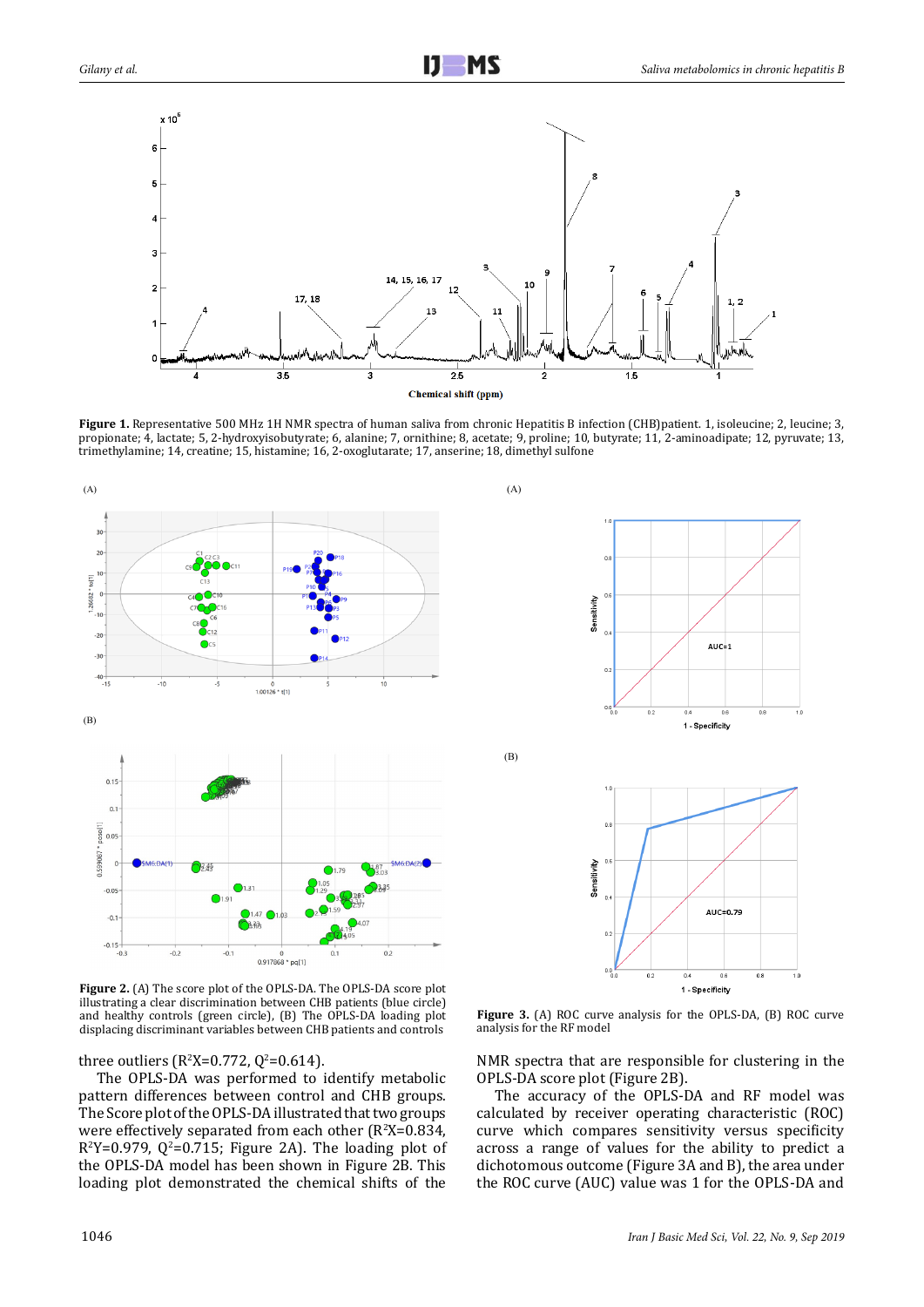**Figure 1.** Representative 500 MHz 1H NMR spectra of human saliva from chronic Hepatitis B infection (CHB)patient. 1, isoleucine; 2, leucine; 3, propionate; 4, lactate; 5, 2-hydroxyisobutyrate; 6, alanine; 7, ornithine; 8, acetate; 9, proline; 10, butyrate; 11, 2-aminoadipate; 12, pyruvate; 13, trimethylamine; 14, creatine; 15, histamine; 16, 2-oxoglutarate; 17, anserine; 18, dimethyl sulfone

**Figure 2.** (A) The score plot of the OPLS-DA. The OPLS-DA score plot illustrating a clear discrimination between CHB patients (blue circle) and healthy controls (green circle), (B) The OPLS-DA loading plot displacing discriminant variables between CHB patients and controls

**Figure 3.** (A) ROC curve analysis for the OPLS-DA, (B) ROC curve analysis for the RF model

three outliers ($R^2X$=0.772, $Q^2$=0.614).

The OPLS-DA was performed to identify metabolic pattern differences between control and CHB groups. The Score plot of the OPLS-DA illustrated that two groups were effectively separated from each other ($R^2X$=0.834, $R^2Y$=0.979, $Q^2$=0.715; Figure 2A). The loading plot of the OPLS-DA model has been shown in Figure 2B. This loading plot demonstrated the chemical shifts of the NMR spectra that are responsible for clustering in the OPLS-DA score plot (Figure 2B).

The accuracy of the OPLS-DA and RF model was calculated by receiver operating characteristic (ROC) curve which compares sensitivity versus specificity across a range of values for the ability to predict a dichotomous outcome (Figure 3A and B), the area under the ROC curve (AUC) value was 1 for the OPLS-DA and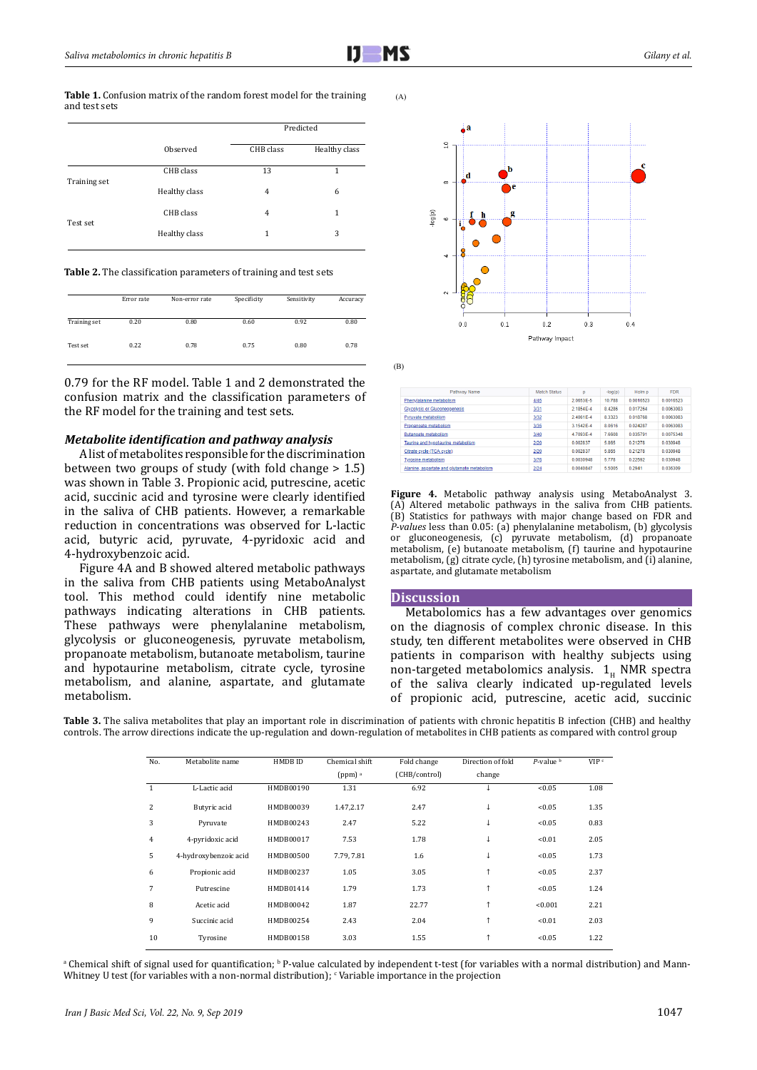**Table 1.** Confusion matrix of the random forest model for the training and test sets

| | Observed | Predicted | |
|---|---|---|---|
| | | CHB class | Healthy class |
| Training set | CHB class | 13 | 1 |
| | Healthy class | 4 | 6 |
| Test set | CHB class | 4 | 1 |
| | Healthy class | 1 | 3 |

**Table 2.** The classification parameters of training and test sets

| | Error rate | Non-error rate | Specificity | Sensitivity | Accuracy |
|---|---|---|---|---|---|
| Training set | 0.20 | 0.80 | 0.60 | 0.92 | 0.80 |
| Test set | 0.22 | 0.78 | 0.75 | 0.80 | 0.78 |

0.79 for the RF model. Table 1 and 2 demonstrated the confusion matrix and the classification parameters of the RF model for the training and test sets.

### *Metabolite identification and pathway analysis*

A list of metabolites responsible for the discrimination between two groups of study (with fold change > 1.5) was shown in Table 3. Propionic acid, putrescine, acetic acid, succinic acid and tyrosine were clearly identified in the saliva of CHB patients. However, a remarkable reduction in concentrations was observed for L-lactic acid, butyric acid, pyruvate, 4-pyridoxic acid and 4-hydroxybenzoic acid.

Figure 4A and B showed altered metabolic pathways in the saliva from CHB patients using MetaboAnalyst tool. This method could identify nine metabolic pathways indicating alterations in CHB patients. These pathways were phenylalanine metabolism, glycolysis or gluconeogenesis, pyruvate metabolism, propanoate metabolism, butanoate metabolism, taurine and hypotaurine metabolism, citrate cycle, tyrosine metabolism, and alanine, aspartate, and glutamate metabolism.

(A)

(B)

| Pathway Name | Match Status | p | -log(p) | Holm p | FDR |
|---|---|---|---|---|---|
| Phenylalanine metabolism | 4/45 | 2.0653E-5 | 10.788 | 0.0016523 | 0.0016523 |
| Glycolysis or Gluconeogenesis | 3/31 | 2.1954E-4 | 8.4238 | 0.017264 | 0.0063083 |
| Pyruvate metabolism | 3/32 | 2.4061E-4 | 8.3323 | 0.018768 | 0.0063083 |
| Propanoate metabolism | 3/35 | 3.1542E-4 | 8.0616 | 0.024287 | 0.0063083 |
| Butanoate metabolism | 3/40 | 4.7093E-4 | 7.6608 | 0.035791 | 0.0075348 |
| Taurine and hypotaurine metabolism | 2/20 | 0.002837 | 5.865 | 0.21278 | 0.030948 |
| Citrate cycle (TCA cycle) | 2/20 | 0.002837 | 5.865 | 0.21278 | 0.030948 |
| Tyrosine metabolism | 3/76 | 0.0030948 | 5.778 | 0.22592 | 0.030948 |
| Alanine, aspartate and glutamate metabolism | 2/24 | 0.0040847 | 5.5005 | 0.2941 | 0.036309 |

**Figure 4.** Metabolic pathway analysis using MetaboAnalyst 3. (A) Altered metabolic pathways in the saliva from CHB patients. (B) Statistics for pathways with major change based on FDR and *P-values* less than 0.05: (a) phenylalanine metabolism, (b) glycolysis or gluconeogenesis, (c) pyruvate metabolism, (d) propanoate metabolism, (e) butanoate metabolism, (f) taurine and hypotaurine metabolism, (g) citrate cycle, (h) tyrosine metabolism, and (i) alanine, aspartate, and glutamate metabolism

## Discussion

Metabolomics has a few advantages over genomics on the diagnosis of complex chronic disease. In this study, ten different metabolites were observed in CHB patients in comparison with healthy subjects using non-targeted metabolomics analysis. $1_H$ NMR spectra of the saliva clearly indicated up-regulated levels of propionic acid, putrescine, acetic acid, succinic

**Table 3.** The saliva metabolites that play an important role in discrimination of patients with chronic hepatitis B infection (CHB) and healthy controls. The arrow directions indicate the up-regulation and down-regulation of metabolites in CHB patients as compared with control group

| No. | Metabolite name | HMDB ID | Chemical shift (ppm) [a] | Fold change (CHB/control) | Direction of fold change | *P*-value [b] | VIP [c] |
|---|---|---|---|---|---|---|---|
| 1 | L-Lactic acid | HMDB00190 | 1.31 | 6.92 | ↓ | <0.05 | 1.08 |
| 2 | Butyric acid | HMDB00039 | 1.47,2.17 | 2.47 | ↓ | <0.05 | 1.35 |
| 3 | Pyruvate | HMDB00243 | 2.47 | 5.22 | ↓ | <0.05 | 0.83 |
| 4 | 4-pyridoxic acid | HMDB00017 | 7.53 | 1.78 | ↓ | <0.01 | 2.05 |
| 5 | 4-hydroxybenzoic acid | HMDB00500 | 7.79, 7.81 | 1.6 | ↓ | <0.05 | 1.73 |
| 6 | Propionic acid | HMDB00237 | 1.05 | 3.05 | ↑ | <0.05 | 2.37 |
| 7 | Putrescine | HMDB01414 | 1.79 | 1.73 | ↑ | <0.05 | 1.24 |
| 8 | Acetic acid | HMDB00042 | 1.87 | 22.77 | ↑ | <0.001 | 2.21 |
| 9 | Succinic acid | HMDB00254 | 2.43 | 2.04 | ↑ | <0.01 | 2.03 |
| 10 | Tyrosine | HMDB00158 | 3.03 | 1.55 | ↑ | <0.05 | 1.22 |

[a] Chemical shift of signal used for quantification; [b] P-value calculated by independent t-test (for variables with a normal distribution) and Mann-Whitney U test (for variables with a non-normal distribution); [c] Variable importance in the projection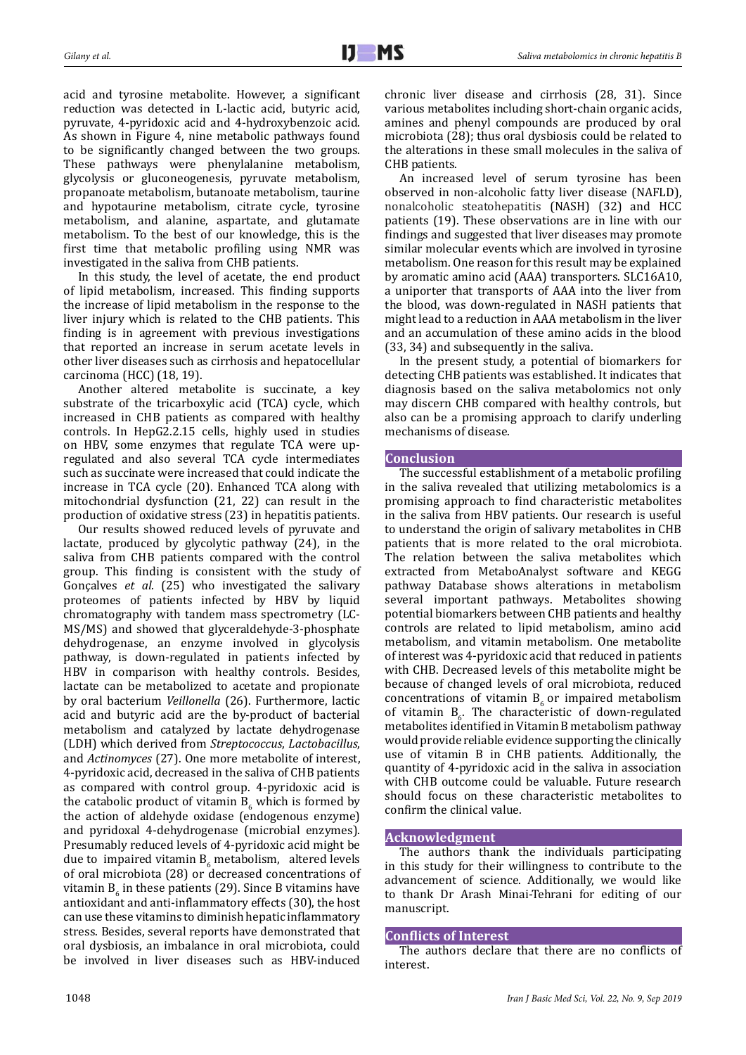acid and tyrosine metabolite. However, a significant reduction was detected in L-lactic acid, butyric acid, pyruvate, 4-pyridoxic acid and 4-hydroxybenzoic acid. As shown in Figure 4, nine metabolic pathways found to be significantly changed between the two groups. These pathways were phenylalanine metabolism, glycolysis or gluconeogenesis, pyruvate metabolism, propanoate metabolism, butanoate metabolism, taurine and hypotaurine metabolism, citrate cycle, tyrosine metabolism, and alanine, aspartate, and glutamate metabolism. To the best of our knowledge, this is the first time that metabolic profiling using NMR was investigated in the saliva from CHB patients.

In this study, the level of acetate, the end product of lipid metabolism, increased. This finding supports the increase of lipid metabolism in the response to the liver injury which is related to the CHB patients. This finding is in agreement with previous investigations that reported an increase in serum acetate levels in other liver diseases such as cirrhosis and hepatocellular carcinoma (HCC) (18, 19).

Another altered metabolite is succinate, a key substrate of the tricarboxylic acid (TCA) cycle, which increased in CHB patients as compared with healthy controls. In HepG2.2.15 cells, highly used in studies on HBV, some enzymes that regulate TCA were up-regulated and also several TCA cycle intermediates such as succinate were increased that could indicate the increase in TCA cycle (20). Enhanced TCA along with mitochondrial dysfunction (21, 22) can result in the production of oxidative stress (23) in hepatitis patients.

Our results showed reduced levels of pyruvate and lactate, produced by glycolytic pathway (24), in the saliva from CHB patients compared with the control group. This finding is consistent with the study of Gonçalves *et al.* (25) who investigated the salivary proteomes of patients infected by HBV by liquid chromatography with tandem mass spectrometry (LC-MS/MS) and showed that glyceraldehyde-3-phosphate dehydrogenase, an enzyme involved in glycolysis pathway, is down-regulated in patients infected by HBV in comparison with healthy controls. Besides, lactate can be metabolized to acetate and propionate by oral bacterium *Veillonella* (26). Furthermore, lactic acid and butyric acid are the by-product of bacterial metabolism and catalyzed by lactate dehydrogenase (LDH) which derived from *Streptococcus*, *Lactobacillus*, and *Actinomyces* (27). One more metabolite of interest, 4-pyridoxic acid, decreased in the saliva of CHB patients as compared with control group. 4-pyridoxic acid is the catabolic product of vitamin $B_6$ which is formed by the action of aldehyde oxidase (endogenous enzyme) and pyridoxal 4-dehydrogenase (microbial enzymes). Presumably reduced levels of 4-pyridoxic acid might be due to impaired vitamin $B_6$ metabolism, altered levels of oral microbiota (28) or decreased concentrations of vitamin $B_6$ in these patients (29). Since B vitamins have antioxidant and anti-inflammatory effects (30), the host can use these vitamins to diminish hepatic inflammatory stress. Besides, several reports have demonstrated that oral dysbiosis, an imbalance in oral microbiota, could be involved in liver diseases such as HBV-induced chronic liver disease and cirrhosis (28, 31). Since various metabolites including short-chain organic acids, amines and phenyl compounds are produced by oral microbiota (28); thus oral dysbiosis could be related to the alterations in these small molecules in the saliva of CHB patients.

An increased level of serum tyrosine has been observed in non-alcoholic fatty liver disease (NAFLD), nonalcoholic steatohepatitis (NASH) (32) and HCC patients (19). These observations are in line with our findings and suggested that liver diseases may promote similar molecular events which are involved in tyrosine metabolism. One reason for this result may be explained by aromatic amino acid (AAA) transporters. SLC16A10, a uniporter that transports of AAA into the liver from the blood, was down-regulated in NASH patients that might lead to a reduction in AAA metabolism in the liver and an accumulation of these amino acids in the blood (33, 34) and subsequently in the saliva.

In the present study, a potential of biomarkers for detecting CHB patients was established. It indicates that diagnosis based on the saliva metabolomics not only may discern CHB compared with healthy controls, but also can be a promising approach to clarify underling mechanisms of disease.

## Conclusion

The successful establishment of a metabolic profiling in the saliva revealed that utilizing metabolomics is a promising approach to find characteristic metabolites in the saliva from HBV patients. Our research is useful to understand the origin of salivary metabolites in CHB patients that is more related to the oral microbiota. The relation between the saliva metabolites which extracted from MetaboAnalyst software and KEGG pathway Database shows alterations in metabolism several important pathways. Metabolites showing potential biomarkers between CHB patients and healthy controls are related to lipid metabolism, amino acid metabolism, and vitamin metabolism. One metabolite of interest was 4-pyridoxic acid that reduced in patients with CHB. Decreased levels of this metabolite might be because of changed levels of oral microbiota, reduced concentrations of vitamin $B_6$ or impaired metabolism of vitamin $B_6$. The characteristic of down-regulated metabolites identified in Vitamin B metabolism pathway would provide reliable evidence supporting the clinically use of vitamin B in CHB patients. Additionally, the quantity of 4-pyridoxic acid in the saliva in association with CHB outcome could be valuable. Future research should focus on these characteristic metabolites to confirm the clinical value.

## Acknowledgment

The authors thank the individuals participating in this study for their willingness to contribute to the advancement of science. Additionally, we would like to thank Dr Arash Minai-Tehrani for editing of our manuscript.

## Conflicts of Interest

The authors declare that there are no conflicts of interest.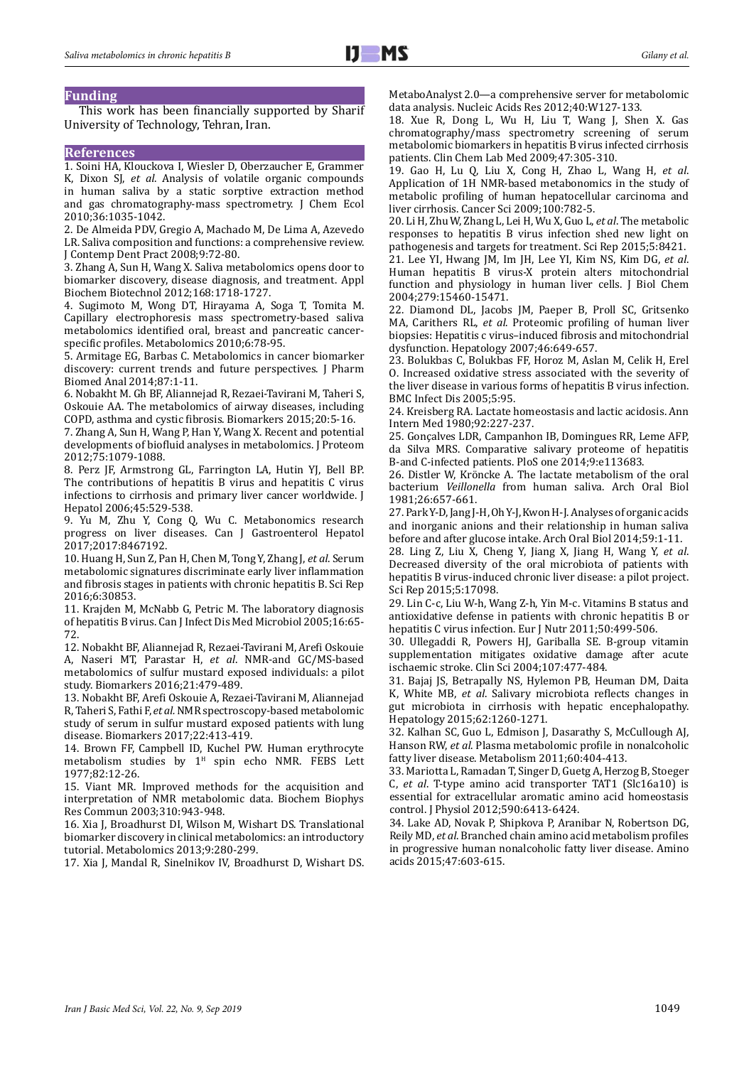## Funding

This work has been financially supported by Sharif University of Technology, Tehran, Iran.

## References

1. Soini HA, Klouckova I, Wiesler D, Oberzaucher E, Grammer K, Dixon SJ, *et al*. Analysis of volatile organic compounds in human saliva by a static sorptive extraction method and gas chromatography-mass spectrometry. J Chem Ecol 2010;36:1035-1042.
2. De Almeida PDV, Gregio A, Machado M, De Lima A, Azevedo LR. Saliva composition and functions: a comprehensive review. J Contemp Dent Pract 2008;9:72-80.
3. Zhang A, Sun H, Wang X. Saliva metabolomics opens door to biomarker discovery, disease diagnosis, and treatment. Appl Biochem Biotechnol 2012;168:1718-1727.
4. Sugimoto M, Wong DT, Hirayama A, Soga T, Tomita M. Capillary electrophoresis mass spectrometry-based saliva metabolomics identified oral, breast and pancreatic cancer-specific profiles. Metabolomics 2010;6:78-95.
5. Armitage EG, Barbas C. Metabolomics in cancer biomarker discovery: current trends and future perspectives. J Pharm Biomed Anal 2014;87:1-11.
6. Nobakht M. Gh BF, Aliannejad R, Rezaei-Tavirani M, Taheri S, Oskouie AA. The metabolomics of airway diseases, including COPD, asthma and cystic fibrosis. Biomarkers 2015;20:5-16.
7. Zhang A, Sun H, Wang P, Han Y, Wang X. Recent and potential developments of biofluid analyses in metabolomics. J Proteom 2012;75:1079-1088.
8. Perz JF, Armstrong GL, Farrington LA, Hutin YJ, Bell BP. The contributions of hepatitis B virus and hepatitis C virus infections to cirrhosis and primary liver cancer worldwide. J Hepatol 2006;45:529-538.
9. Yu M, Zhu Y, Cong Q, Wu C. Metabonomics research progress on liver diseases. Can J Gastroenterol Hepatol 2017;2017:8467192.
10. Huang H, Sun Z, Pan H, Chen M, Tong Y, Zhang J, *et al*. Serum metabolomic signatures discriminate early liver inflammation and fibrosis stages in patients with chronic hepatitis B. Sci Rep 2016;6:30853.
11. Krajden M, McNabb G, Petric M. The laboratory diagnosis of hepatitis B virus. Can J Infect Dis Med Microbiol 2005;16:65-72.
12. Nobakht BF, Aliannejad R, Rezaei-Tavirani M, Arefi Oskouie A, Naseri MT, Parastar H, *et al*. NMR-and GC/MS-based metabolomics of sulfur mustard exposed individuals: a pilot study. Biomarkers 2016;21:479-489.
13. Nobakht BF, Arefi Oskouie A, Rezaei-Tavirani M, Aliannejad R, Taheri S, Fathi F, *et al.* NMR spectroscopy-based metabolomic study of serum in sulfur mustard exposed patients with lung disease. Biomarkers 2017;22:413-419.
14. Brown FF, Campbell ID, Kuchel PW. Human erythrocyte metabolism studies by 1H spin echo NMR. FEBS Lett 1977;82:12-26.
15. Viant MR. Improved methods for the acquisition and interpretation of NMR metabolomic data. Biochem Biophys Res Commun 2003;310:943-948.
16. Xia J, Broadhurst DI, Wilson M, Wishart DS. Translational biomarker discovery in clinical metabolomics: an introductory tutorial. Metabolomics 2013;9:280-299.
17. Xia J, Mandal R, Sinelnikov IV, Broadhurst D, Wishart DS. MetaboAnalyst 2.0—a comprehensive server for metabolomic data analysis. Nucleic Acids Res 2012;40:W127-133.
18. Xue R, Dong L, Wu H, Liu T, Wang J, Shen X. Gas chromatography/mass spectrometry screening of serum metabolomic biomarkers in hepatitis B virus infected cirrhosis patients. Clin Chem Lab Med 2009;47:305-310.
19. Gao H, Lu Q, Liu X, Cong H, Zhao L, Wang H, *et al*. Application of 1H NMR-based metabonomics in the study of metabolic profiling of human hepatocellular carcinoma and liver cirrhosis. Cancer Sci 2009;100:782-5.
20. Li H, Zhu W, Zhang L, Lei H, Wu X, Guo L, *et al*. The metabolic responses to hepatitis B virus infection shed new light on pathogenesis and targets for treatment. Sci Rep 2015;5:8421.
21. Lee YI, Hwang JM, Im JH, Lee YI, Kim NS, Kim DG, *et al*. Human hepatitis B virus-X protein alters mitochondrial function and physiology in human liver cells. J Biol Chem 2004;279:15460-15471.
22. Diamond DL, Jacobs JM, Paeper B, Proll SC, Gritsenko MA, Carithers RL, *et al.* Proteomic profiling of human liver biopsies: Hepatitis c virus–induced fibrosis and mitochondrial dysfunction. Hepatology 2007;46:649-657.
23. Bolukbas C, Bolukbas FF, Horoz M, Aslan M, Celik H, Erel O. Increased oxidative stress associated with the severity of the liver disease in various forms of hepatitis B virus infection. BMC Infect Dis 2005;5:95.
24. Kreisberg RA. Lactate homeostasis and lactic acidosis. Ann Intern Med 1980;92:227-237.
25. Gonçalves LDR, Campanhon IB, Domingues RR, Leme AFP, da Silva MRS. Comparative salivary proteome of hepatitis B-and C-infected patients. PloS one 2014;9:e113683.
26. Distler W, Kröncke A. The lactate metabolism of the oral bacterium *Veillonella* from human saliva. Arch Oral Biol 1981;26:657-661.
27. Park Y-D, Jang J-H, Oh Y-J, Kwon H-J. Analyses of organic acids and inorganic anions and their relationship in human saliva before and after glucose intake. Arch Oral Biol 2014;59:1-11.
28. Ling Z, Liu X, Cheng Y, Jiang X, Jiang H, Wang Y, *et al*. Decreased diversity of the oral microbiota of patients with hepatitis B virus-induced chronic liver disease: a pilot project. Sci Rep 2015;5:17098.
29. Lin C-c, Liu W-h, Wang Z-h, Yin M-c. Vitamins B status and antioxidative defense in patients with chronic hepatitis B or hepatitis C virus infection. Eur J Nutr 2011;50:499-506.
30. Ullegaddi R, Powers HJ, Gariballa SE. B-group vitamin supplementation mitigates oxidative damage after acute ischaemic stroke. Clin Sci 2004;107:477-484.
31. Bajaj JS, Betrapally NS, Hylemon PB, Heuman DM, Daita K, White MB, *et al*. Salivary microbiota reflects changes in gut microbiota in cirrhosis with hepatic encephalopathy. Hepatology 2015;62:1260-1271.
32. Kalhan SC, Guo L, Edmison J, Dasarathy S, McCullough AJ, Hanson RW, *et al*. Plasma metabolomic profile in nonalcoholic fatty liver disease. Metabolism 2011;60:404-413.
33. Mariotta L, Ramadan T, Singer D, Guetg A, Herzog B, Stoeger C, *et al*. T-type amino acid transporter TAT1 (Slc16a10) is essential for extracellular aromatic amino acid homeostasis control. J Physiol 2012;590:6413-6424.
34. Lake AD, Novak P, Shipkova P, Aranibar N, Robertson DG, Reily MD, *et al*. Branched chain amino acid metabolism profiles in progressive human nonalcoholic fatty liver disease. Amino acids 2015;47:603-615.